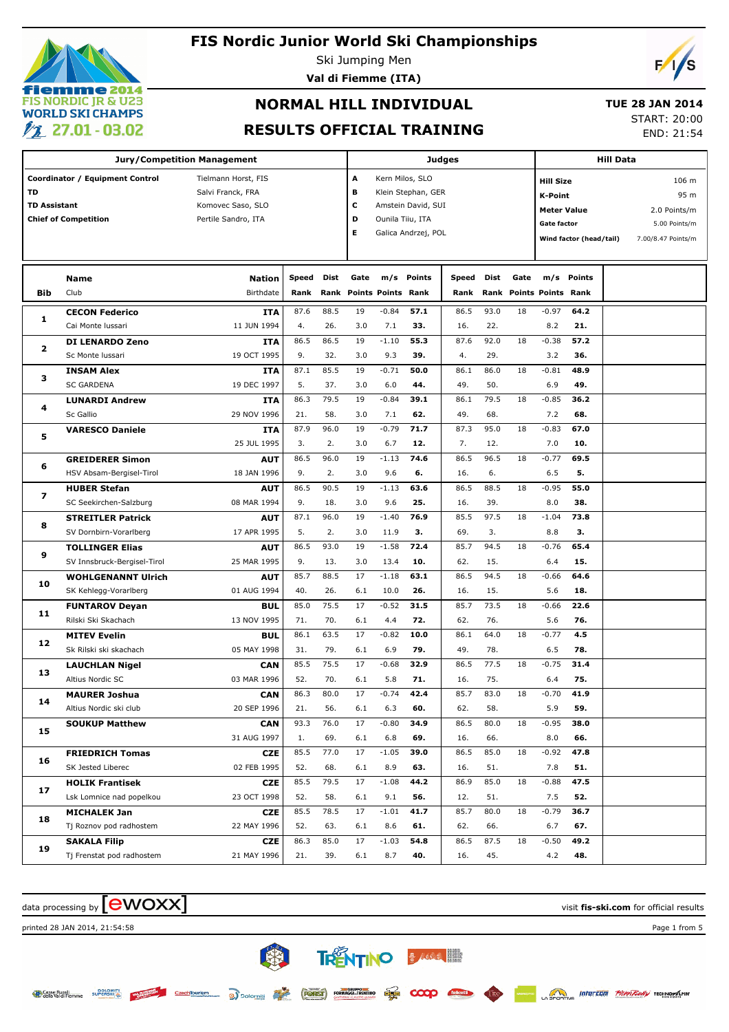# FIS Nordic Junior World Ski Championships

Ski Jumping Men

**Val di Fiemme (ITA)**

## NORMAL HILL INDIVIDUAL

## RESULTS OFFICIAL TRAINING

**TUE 28 JAN 2014**

START: 20:00

END: 21:54

| Jury/Competition Management | |
|---|---|
| **Coordinator / Equipment Control** | Tielmann Horst, FIS |
| **TD** | Salvi Franck, FRA |
| **TD Assistant** | Komovec Saso, SLO |
| **Chief of Competition** | Pertile Sandro, ITA |

| Judges | |
|---|---|
| **A** | Kern Milos, SLO |
| **B** | Klein Stephan, GER |
| **C** | Amstein David, SUI |
| **D** | Ounila Tiiu, ITA |
| **E** | Galica Andrzej, POL |

| Hill Data | |
|---|---|
| **Hill Size** | 106 m |
| **K-Point** | 95 m |
| **Meter Value** | 2.0 Points/m |
| **Gate factor** | 5.00 Points/m |
| **Wind factor (head/tail)** | 7.00/8.47 Points/m |

| Bib | Name / Club | Nation / Birthdate | Speed / Rank | Dist / Rank | Gate / Points | m/s / Points | Points / Rank | Speed / Rank | Dist / Rank | Gate / Points | m/s / Points | Points / Rank |
|---|---|---|---|---|---|---|---|---|---|---|---|---|
| 1 | **CECON Federico** | **ITA** | 87.6 | 88.5 | 19 | -0.84 | **57.1** | 86.5 | 93.0 | 18 | -0.97 | **64.2** |
| | Cai Monte Iussari | 11 JUN 1994 | 4. | 26. | 3.0 | 7.1 | **33.** | 16. | 22. | | 8.2 | **21.** |
| 2 | **DI LENARDO Zeno** | **ITA** | 86.5 | 86.5 | 19 | -1.10 | **55.3** | 87.6 | 92.0 | 18 | -0.38 | **57.2** |
| | Sc Monte Iussari | 19 OCT 1995 | 9. | 32. | 3.0 | 9.3 | **39.** | 4. | 29. | | 3.2 | **36.** |
| 3 | **INSAM Alex** | **ITA** | 87.1 | 85.5 | 19 | -0.71 | **50.0** | 86.1 | 86.0 | 18 | -0.81 | **48.9** |
| | SC GARDENA | 19 DEC 1997 | 5. | 37. | 3.0 | 6.0 | **44.** | 49. | 50. | | 6.9 | **49.** |
| 4 | **LUNARDI Andrew** | **ITA** | 86.3 | 79.5 | 19 | -0.84 | **39.1** | 86.1 | 79.5 | 18 | -0.85 | **36.2** |
| | Sc Gallio | 29 NOV 1996 | 21. | 58. | 3.0 | 7.1 | **62.** | 49. | 68. | | 7.2 | **68.** |
| 5 | **VARESCO Daniele** | **ITA** | 87.9 | 96.0 | 19 | -0.79 | **71.7** | 87.3 | 95.0 | 18 | -0.83 | **67.0** |
| | | 25 JUL 1995 | 3. | 2. | 3.0 | 6.7 | **12.** | 7. | 12. | | 7.0 | **10.** |
| 6 | **GREIDERER Simon** | **AUT** | 86.5 | 96.0 | 19 | -1.13 | **74.6** | 86.5 | 96.5 | 18 | -0.77 | **69.5** |
| | HSV Absam-Bergisel-Tirol | 18 JAN 1996 | 9. | 2. | 3.0 | 9.6 | **6.** | 16. | 6. | | 6.5 | **5.** |
| 7 | **HUBER Stefan** | **AUT** | 86.5 | 90.5 | 19 | -1.13 | **63.6** | 86.5 | 88.5 | 18 | -0.95 | **55.0** |
| | SC Seekirchen-Salzburg | 08 MAR 1994 | 9. | 18. | 3.0 | 9.6 | **25.** | 16. | 39. | | 8.0 | **38.** |
| 8 | **STREITLER Patrick** | **AUT** | 87.1 | 96.0 | 19 | -1.40 | **76.9** | 85.5 | 97.5 | 18 | -1.04 | **73.8** |
| | SV Dornbirn-Vorarlberg | 17 APR 1995 | 5. | 2. | 3.0 | 11.9 | **3.** | 69. | 3. | | 8.8 | **3.** |
| 9 | **TOLLINGER Elias** | **AUT** | 86.5 | 93.0 | 19 | -1.58 | **72.4** | 85.7 | 94.5 | 18 | -0.76 | **65.4** |
| | SV Innsbruck-Bergisel-Tirol | 25 MAR 1995 | 9. | 13. | 3.0 | 13.4 | **10.** | 62. | 15. | | 6.4 | **15.** |
| 10 | **WOHLGENANNT Ulrich** | **AUT** | 85.7 | 88.5 | 17 | -1.18 | **63.1** | 86.5 | 94.5 | 18 | -0.66 | **64.6** |
| | SK Kehlegg-Vorarlberg | 01 AUG 1994 | 40. | 26. | 6.1 | 10.0 | **26.** | 16. | 15. | | 5.6 | **18.** |
| 11 | **FUNTAROV Deyan** | **BUL** | 85.0 | 75.5 | 17 | -0.52 | **31.5** | 85.7 | 73.5 | 18 | -0.66 | **22.6** |
| | Rilski Ski Skachach | 13 NOV 1995 | 71. | 70. | 6.1 | 4.4 | **72.** | 62. | 76. | | 5.6 | **76.** |
| 12 | **MITEV Evelin** | **BUL** | 86.1 | 63.5 | 17 | -0.82 | **10.0** | 86.1 | 64.0 | 18 | -0.77 | **4.5** |
| | Sk Rilski ski skachach | 05 MAY 1998 | 31. | 79. | 6.1 | 6.9 | **79.** | 49. | 78. | | 6.5 | **78.** |
| 13 | **LAUCHLAN Nigel** | **CAN** | 85.5 | 75.5 | 17 | -0.68 | **32.9** | 86.5 | 77.5 | 18 | -0.75 | **31.4** |
| | Altius Nordic SC | 03 MAR 1996 | 52. | 70. | 6.1 | 5.8 | **71.** | 16. | 75. | | 6.4 | **75.** |
| 14 | **MAURER Joshua** | **CAN** | 86.3 | 80.0 | 17 | -0.74 | **42.4** | 85.7 | 83.0 | 18 | -0.70 | **41.9** |
| | Altius Nordic ski club | 20 SEP 1996 | 21. | 56. | 6.1 | 6.3 | **60.** | 62. | 58. | | 5.9 | **59.** |
| 15 | **SOUKUP Matthew** | **CAN** | 93.3 | 76.0 | 17 | -0.80 | **34.9** | 86.5 | 80.0 | 18 | -0.95 | **38.0** |
| | | 31 AUG 1997 | 1. | 69. | 6.1 | 6.8 | **69.** | 16. | 66. | | 8.0 | **66.** |
| 16 | **FRIEDRICH Tomas** | **CZE** | 85.5 | 77.0 | 17 | -1.05 | **39.0** | 86.5 | 85.0 | 18 | -0.92 | **47.8** |
| | SK Jested Liberec | 02 FEB 1995 | 52. | 68. | 6.1 | 8.9 | **63.** | 16. | 51. | | 7.8 | **51.** |
| 17 | **HOLIK Frantisek** | **CZE** | 85.5 | 79.5 | 17 | -1.08 | **44.2** | 86.9 | 85.0 | 18 | -0.88 | **47.5** |
| | Lsk Lomnice nad popelkou | 23 OCT 1998 | 52. | 58. | 6.1 | 9.1 | **56.** | 12. | 51. | | 7.5 | **52.** |
| 18 | **MICHALEK Jan** | **CZE** | 85.5 | 78.5 | 17 | -1.01 | **41.7** | 85.7 | 80.0 | 18 | -0.79 | **36.7** |
| | Tj Roznov pod radhostem | 22 MAY 1996 | 52. | 63. | 6.1 | 8.6 | **61.** | 62. | 66. | | 6.7 | **67.** |
| 19 | **SAKALA Filip** | **CZE** | 86.3 | 85.0 | 17 | -1.03 | **54.8** | 86.5 | 87.5 | 18 | -0.50 | **49.2** |
| | Tj Frenstat pod radhostem | 21 MAY 1996 | 21. | 39. | 6.1 | 8.7 | **40.** | 16. | 45. | | 4.2 | **48.** |

data processing by ewoxx — visit **fis-ski.com** for official results

printed 28 JAN 2014, 21:54:58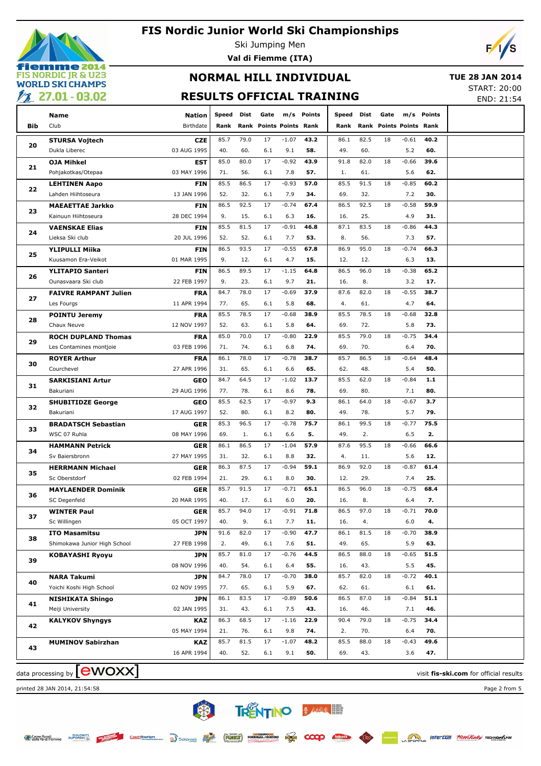# FIS Nordic Junior World Ski Championships

Ski Jumping Men

**Val di Fiemme (ITA)**

## NORMAL HILL INDIVIDUAL

## RESULTS OFFICIAL TRAINING

**TUE 28 JAN 2014**

START: 20:00

END: 21:54

| Bib | Name / Club | Nation / Birthdate | Speed / Rank | Dist / Rank | Gate / Points | m/s / Points | Points / Rank | Speed / Rank | Dist / Rank | Gate / Points | m/s / Points | Points / Rank |
|---|---|---|---|---|---|---|---|---|---|---|---|---|
| 20 | **STURSA Vojtech** | **CZE** | 85.7 | 79.0 | 17 | -1.07 | **43.2** | 86.1 | 82.5 | 18 | -0.61 | **40.2** |
| | Dukla Liberec | 03 AUG 1995 | 40. | 60. | 6.1 | 9.1 | **58.** | 49. | 60. | | 5.2 | **60.** |
| 21 | **OJA Mihkel** | **EST** | 85.0 | 80.0 | 17 | -0.92 | **43.9** | 91.8 | 82.0 | 18 | -0.66 | **39.6** |
| | Pohjakotkas/Otepaa | 03 MAY 1996 | 71. | 56. | 6.1 | 7.8 | **57.** | 1. | 61. | | 5.6 | **62.** |
| 22 | **LEHTINEN Aapo** | **FIN** | 85.5 | 86.5 | 17 | -0.93 | **57.0** | 85.5 | 91.5 | 18 | -0.85 | **60.2** |
| | Lahden Hiihtoseura | 13 JAN 1996 | 52. | 32. | 6.1 | 7.9 | **34.** | 69. | 32. | | 7.2 | **30.** |
| 23 | **MAEAETTAE Jarkko** | **FIN** | 86.5 | 92.5 | 17 | -0.74 | **67.4** | 86.5 | 92.5 | 18 | -0.58 | **59.9** |
| | Kainuun Hiihtoseura | 28 DEC 1994 | 9. | 15. | 6.1 | 6.3 | **16.** | 16. | 25. | | 4.9 | **31.** |
| 24 | **VAENSKAE Elias** | **FIN** | 85.5 | 81.5 | 17 | -0.91 | **46.8** | 87.1 | 83.5 | 18 | -0.86 | **44.3** |
| | Lieksa Ski club | 20 JUL 1996 | 52. | 52. | 6.1 | 7.7 | **53.** | 8. | 56. | | 7.3 | **57.** |
| 25 | **YLIPULLI Miika** | **FIN** | 86.5 | 93.5 | 17 | -0.55 | **67.8** | 86.9 | 95.0 | 18 | -0.74 | **66.3** |
| | Kuusamon Era-Veikot | 01 MAR 1995 | 9. | 12. | 6.1 | 4.7 | **15.** | 12. | 12. | | 6.3 | **13.** |
| 26 | **YLITAPIO Santeri** | **FIN** | 86.5 | 89.5 | 17 | -1.15 | **64.8** | 86.5 | 96.0 | 18 | -0.38 | **65.2** |
| | Ounasvaara Ski club | 22 FEB 1997 | 9. | 23. | 6.1 | 9.7 | **21.** | 16. | 8. | | 3.2 | **17.** |
| 27 | **FAIVRE RAMPANT Julien** | **FRA** | 84.7 | 78.0 | 17 | -0.69 | **37.9** | 87.6 | 82.0 | 18 | -0.55 | **38.7** |
| | Les Fourgs | 11 APR 1994 | 77. | 65. | 6.1 | 5.8 | **68.** | 4. | 61. | | 4.7 | **64.** |
| 28 | **POINTU Jeremy** | **FRA** | 85.5 | 78.5 | 17 | -0.68 | **38.9** | 85.5 | 78.5 | 18 | -0.68 | **32.8** |
| | Chaux Neuve | 12 NOV 1997 | 52. | 63. | 6.1 | 5.8 | **64.** | 69. | 72. | | 5.8 | **73.** |
| 29 | **ROCH DUPLAND Thomas** | **FRA** | 85.0 | 70.0 | 17 | -0.80 | **22.9** | 85.5 | 79.0 | 18 | -0.75 | **34.4** |
| | Les Contamines montjoie | 03 FEB 1996 | 71. | 74. | 6.1 | 6.8 | **74.** | 69. | 70. | | 6.4 | **70.** |
| 30 | **ROYER Arthur** | **FRA** | 86.1 | 78.0 | 17 | -0.78 | **38.7** | 85.7 | 86.5 | 18 | -0.64 | **48.4** |
| | Courchevel | 27 APR 1996 | 31. | 65. | 6.1 | 6.6 | **65.** | 62. | 48. | | 5.4 | **50.** |
| 31 | **SARKISIANI Artur** | **GEO** | 84.7 | 64.5 | 17 | -1.02 | **13.7** | 85.5 | 62.0 | 18 | -0.84 | **1.1** |
| | Bakuriani | 29 AUG 1996 | 77. | 78. | 6.1 | 8.6 | **78.** | 69. | 80. | | 7.1 | **80.** |
| 32 | **SHUBITIDZE George** | **GEO** | 85.5 | 62.5 | 17 | -0.97 | **9.3** | 86.1 | 64.0 | 18 | -0.67 | **3.7** |
| | Bakuriani | 17 AUG 1997 | 52. | 80. | 6.1 | 8.2 | **80.** | 49. | 78. | | 5.7 | **79.** |
| 33 | **BRADATSCH Sebastian** | **GER** | 85.3 | 96.5 | 17 | -0.78 | **75.7** | 86.1 | 99.5 | 18 | -0.77 | **75.5** |
| | WSC 07 Ruhla | 08 MAY 1996 | 69. | 1. | 6.1 | 6.6 | **5.** | 49. | 2. | | 6.5 | **2.** |
| 34 | **HAMMANN Petrick** | **GER** | 86.1 | 86.5 | 17 | -1.04 | **57.9** | 87.6 | 95.5 | 18 | -0.66 | **66.6** |
| | Sv Baiersbronn | 27 MAY 1995 | 31. | 32. | 6.1 | 8.8 | **32.** | 4. | 11. | | 5.6 | **12.** |
| 35 | **HERRMANN Michael** | **GER** | 86.3 | 87.5 | 17 | -0.94 | **59.1** | 86.9 | 92.0 | 18 | -0.87 | **61.4** |
| | Sc Oberstdorf | 02 FEB 1994 | 21. | 29. | 6.1 | 8.0 | **30.** | 12. | 29. | | 7.4 | **25.** |
| 36 | **MAYLAENDER Dominik** | **GER** | 85.7 | 91.5 | 17 | -0.71 | **65.1** | 86.5 | 96.0 | 18 | -0.75 | **68.4** |
| | SC Degenfeld | 20 MAR 1995 | 40. | 17. | 6.1 | 6.0 | **20.** | 16. | 8. | | 6.4 | **7.** |
| 37 | **WINTER Paul** | **GER** | 85.7 | 94.0 | 17 | -0.91 | **71.8** | 86.5 | 97.0 | 18 | -0.71 | **70.0** |
| | Sc Willingen | 05 OCT 1997 | 40. | 9. | 6.1 | 7.7 | **11.** | 16. | 4. | | 6.0 | **4.** |
| 38 | **ITO Masamitsu** | **JPN** | 91.6 | 82.0 | 17 | -0.90 | **47.7** | 86.1 | 81.5 | 18 | -0.70 | **38.9** |
| | Shimokawa Junior High School | 27 FEB 1998 | 2. | 49. | 6.1 | 7.6 | **51.** | 49. | 65. | | 5.9 | **63.** |
| 39 | **KOBAYASHI Ryoyu** | **JPN** | 85.7 | 81.0 | 17 | -0.76 | **44.5** | 86.5 | 88.0 | 18 | -0.65 | **51.5** |
| | | 08 NOV 1996 | 40. | 54. | 6.1 | 6.4 | **55.** | 16. | 43. | | 5.5 | **45.** |
| 40 | **NARA Takumi** | **JPN** | 84.7 | 78.0 | 17 | -0.70 | **38.0** | 85.7 | 82.0 | 18 | -0.72 | **40.1** |
| | Yoichi Koshi High School | 02 NOV 1995 | 77. | 65. | 6.1 | 5.9 | **67.** | 62. | 61. | | 6.1 | **61.** |
| 41 | **NISHIKATA Shingo** | **JPN** | 86.1 | 83.5 | 17 | -0.89 | **50.6** | 86.5 | 87.0 | 18 | -0.84 | **51.1** |
| | Meiji University | 02 JAN 1995 | 31. | 43. | 6.1 | 7.5 | **43.** | 16. | 46. | | 7.1 | **46.** |
| 42 | **KALYKOV Shyngys** | **KAZ** | 86.3 | 68.5 | 17 | -1.16 | **22.9** | 90.4 | 79.0 | 18 | -0.75 | **34.4** |
| | | 05 MAY 1994 | 21. | 76. | 6.1 | 9.8 | **74.** | 2. | 70. | | 6.4 | **70.** |
| 43 | **MUMINOV Sabirzhan** | **KAZ** | 85.7 | 81.5 | 17 | -1.07 | **48.2** | 85.5 | 88.0 | 18 | -0.43 | **49.6** |
| | | 16 APR 1994 | 40. | 52. | 6.1 | 9.1 | **50.** | 69. | 43. | | 3.6 | **47.** |

data processing by ewoxx

visit **fis-ski.com** for official results

printed 28 JAN 2014, 21:54:58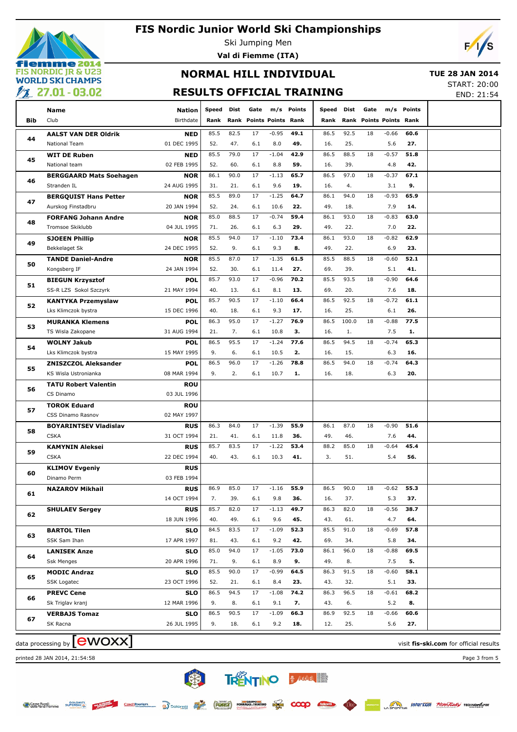# FIS Nordic Junior World Ski Championships

Ski Jumping Men

**Val di Fiemme (ITA)**

## NORMAL HILL INDIVIDUAL

## RESULTS OFFICIAL TRAINING

**TUE 28 JAN 2014**

START: 20:00

END: 21:54

| Bib | Name / Club | Nation / Birthdate | Speed Rank | Dist Rank | Gate Points | m/s Points | Points Rank | Speed Rank | Dist Rank | Gate Points | m/s Points | Points Rank |
|---|---|---|---|---|---|---|---|---|---|---|---|---|
| 44 | **AALST VAN DER Oldrik** | **NED** | 85.5 | 82.5 | 17 | -0.95 | **49.1** | 86.5 | 92.5 | 18 | -0.66 | **60.6** |
| | National Team | 01 DEC 1995 | 52. | 47. | 6.1 | 8.0 | **49.** | 16. | 25. | | 5.6 | **27.** |
| 45 | **WIT DE Ruben** | **NED** | 85.5 | 79.0 | 17 | -1.04 | **42.9** | 86.5 | 88.5 | 18 | -0.57 | **51.8** |
| | National team | 02 FEB 1995 | 52. | 60. | 6.1 | 8.8 | **59.** | 16. | 39. | | 4.8 | **42.** |
| 46 | **BERGGAARD Mats Soehagen** | **NOR** | 86.1 | 90.0 | 17 | -1.13 | **65.7** | 86.5 | 97.0 | 18 | -0.37 | **67.1** |
| | Stranden IL | 24 AUG 1995 | 31. | 21. | 6.1 | 9.6 | **19.** | 16. | 4. | | 3.1 | **9.** |
| 47 | **BERGQUIST Hans Petter** | **NOR** | 85.5 | 89.0 | 17 | -1.25 | **64.7** | 86.1 | 94.0 | 18 | -0.93 | **65.9** |
| | Aurskog Finstadbru | 20 JAN 1994 | 52. | 24. | 6.1 | 10.6 | **22.** | 49. | 18. | | 7.9 | **14.** |
| 48 | **FORFANG Johann Andre** | **NOR** | 85.0 | 88.5 | 17 | -0.74 | **59.4** | 86.1 | 93.0 | 18 | -0.83 | **63.0** |
| | Tromsoe Skiklubb | 04 JUL 1995 | 71. | 26. | 6.1 | 6.3 | **29.** | 49. | 22. | | 7.0 | **22.** |
| 49 | **SJOEEN Phillip** | **NOR** | 85.5 | 94.0 | 17 | -1.10 | **73.4** | 86.1 | 93.0 | 18 | -0.82 | **62.9** |
| | Bekkelaget Sk | 24 DEC 1995 | 52. | 9. | 6.1 | 9.3 | **8.** | 49. | 22. | | 6.9 | **23.** |
| 50 | **TANDE Daniel-Andre** | **NOR** | 85.5 | 87.0 | 17 | -1.35 | **61.5** | 85.5 | 88.5 | 18 | -0.60 | **52.1** |
| | Kongsberg IF | 24 JAN 1994 | 52. | 30. | 6.1 | 11.4 | **27.** | 69. | 39. | | 5.1 | **41.** |
| 51 | **BIEGUN Krzysztof** | **POL** | 85.7 | 93.0 | 17 | -0.96 | **70.2** | 85.5 | 93.5 | 18 | -0.90 | **64.6** |
| | SS-R LZS Sokol Szczyrk | 21 MAY 1994 | 40. | 13. | 6.1 | 8.1 | **13.** | 69. | 20. | | 7.6 | **18.** |
| 52 | **KANTYKA Przemyslaw** | **POL** | 85.7 | 90.5 | 17 | -1.10 | **66.4** | 86.5 | 92.5 | 18 | -0.72 | **61.1** |
| | Lks Klimczok bystra | 15 DEC 1996 | 40. | 18. | 6.1 | 9.3 | **17.** | 16. | 25. | | 6.1 | **26.** |
| 53 | **MURANKA Klemens** | **POL** | 86.3 | 95.0 | 17 | -1.27 | **76.9** | 86.5 | 100.0 | 18 | -0.88 | **77.5** |
| | TS Wisla Zakopane | 31 AUG 1994 | 21. | 7. | 6.1 | 10.8 | **3.** | 16. | 1. | | 7.5 | **1.** |
| 54 | **WOLNY Jakub** | **POL** | 86.5 | 95.5 | 17 | -1.24 | **77.6** | 86.5 | 94.5 | 18 | -0.74 | **65.3** |
| | Lks Klimczok bystra | 15 MAY 1995 | 9. | 6. | 6.1 | 10.5 | **2.** | 16. | 15. | | 6.3 | **16.** |
| 55 | **ZNISZCZOL Aleksander** | **POL** | 86.5 | 96.0 | 17 | -1.26 | **78.8** | 86.5 | 94.0 | 18 | -0.74 | **64.3** |
| | KS Wisla Ustronianka | 08 MAR 1994 | 9. | 2. | 6.1 | 10.7 | **1.** | 16. | 18. | | 6.3 | **20.** |
| 56 | **TATU Robert Valentin** | **ROU** | | | | | | | | | | |
| | CS Dinamo | 03 JUL 1996 | | | | | | | | | | |
| 57 | **TOROK Eduard** | **ROU** | | | | | | | | | | |
| | CSS Dinamo Rasnov | 02 MAY 1997 | | | | | | | | | | |
| 58 | **BOYARINTSEV Vladislav** | **RUS** | 86.3 | 84.0 | 17 | -1.39 | **55.9** | 86.1 | 87.0 | 18 | -0.90 | **51.6** |
| | CSKA | 31 OCT 1994 | 21. | 41. | 6.1 | 11.8 | **36.** | 49. | 46. | | 7.6 | **44.** |
| 59 | **KAMYNIN Aleksei** | **RUS** | 85.7 | 83.5 | 17 | -1.22 | **53.4** | 88.2 | 85.0 | 18 | -0.64 | **45.4** |
| | CSKA | 22 DEC 1994 | 40. | 43. | 6.1 | 10.3 | **41.** | 3. | 51. | | 5.4 | **56.** |
| 60 | **KLIMOV Evgeniy** | **RUS** | | | | | | | | | | |
| | Dinamo Perm | 03 FEB 1994 | | | | | | | | | | |
| 61 | **NAZAROV Mikhail** | **RUS** | 86.9 | 85.0 | 17 | -1.16 | **55.9** | 86.5 | 90.0 | 18 | -0.62 | **55.3** |
| | | 14 OCT 1994 | 7. | 39. | 6.1 | 9.8 | **36.** | 16. | 37. | | 5.3 | **37.** |
| 62 | **SHULAEV Sergey** | **RUS** | 85.7 | 82.0 | 17 | -1.13 | **49.7** | 86.3 | 82.0 | 18 | -0.56 | **38.7** |
| | | 18 JUN 1996 | 40. | 49. | 6.1 | 9.6 | **45.** | 43. | 61. | | 4.7 | **64.** |
| 63 | **BARTOL Tilen** | **SLO** | 84.5 | 83.5 | 17 | -1.09 | **52.3** | 85.5 | 91.0 | 18 | -0.69 | **57.8** |
| | SSK Sam Ihan | 17 APR 1997 | 81. | 43. | 6.1 | 9.2 | **42.** | 69. | 34. | | 5.8 | **34.** |
| 64 | **LANISEK Anze** | **SLO** | 85.0 | 94.0 | 17 | -1.05 | **73.0** | 86.1 | 96.0 | 18 | -0.88 | **69.5** |
| | Ssk Menges | 20 APR 1996 | 71. | 9. | 6.1 | 8.9 | **9.** | 49. | 8. | | 7.5 | **5.** |
| 65 | **MODIC Andraz** | **SLO** | 85.5 | 90.0 | 17 | -0.99 | **64.5** | 86.3 | 91.5 | 18 | -0.60 | **58.1** |
| | SSK Logatec | 23 OCT 1996 | 52. | 21. | 6.1 | 8.4 | **23.** | 43. | 32. | | 5.1 | **33.** |
| 66 | **PREVC Cene** | **SLO** | 86.5 | 94.5 | 17 | -1.08 | **74.2** | 86.3 | 96.5 | 18 | -0.61 | **68.2** |
| | Sk Triglav kranj | 12 MAR 1996 | 9. | 8. | 6.1 | 9.1 | **7.** | 43. | 6. | | 5.2 | **8.** |
| 67 | **VERBAJS Tomaz** | **SLO** | 86.5 | 90.5 | 17 | -1.09 | **66.3** | 86.9 | 92.5 | 18 | -0.66 | **60.6** |
| | SK Racna | 26 JUL 1995 | 9. | 18. | 6.1 | 9.2 | **18.** | 12. | 25. | | 5.6 | **27.** |

data processing by ewoxx — visit **fis-ski.com** for official results

printed 28 JAN 2014, 21:54:58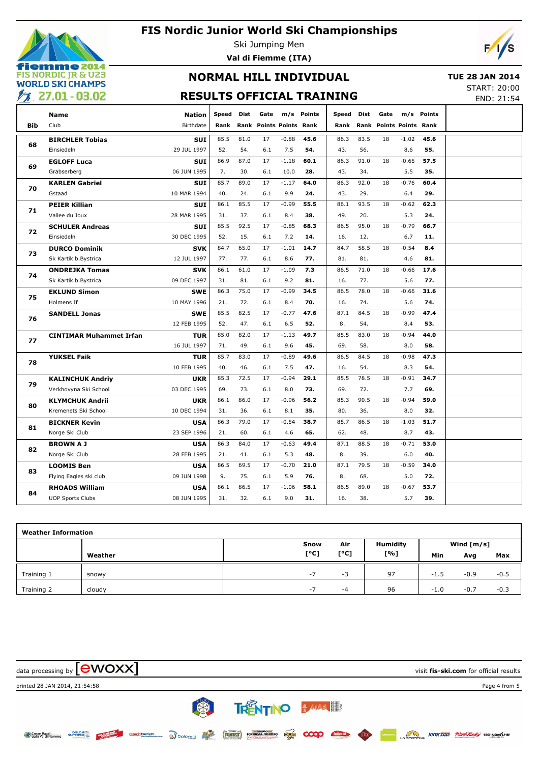# FIS Nordic Junior World Ski Championships

Ski Jumping Men

**Val di Fiemme (ITA)**

## NORMAL HILL INDIVIDUAL

## RESULTS OFFICIAL TRAINING

**TUE 28 JAN 2014**

START: 20:00

END: 21:54

| Bib | Name / Club | Nation / Birthdate | Speed / Rank | Dist / Rank | Gate / Points | m/s / Points | Points / Rank | Speed / Rank | Dist / Rank | Gate / Points | m/s / Points | Points / Rank |
|---|---|---|---|---|---|---|---|---|---|---|---|---|
| 68 | **BIRCHLER Tobias** | **SUI** | 85.5 | 81.0 | 17 | -0.88 | **45.6** | 86.3 | 83.5 | 18 | -1.02 | **45.6** |
| | Einsiedeln | 29 JUL 1997 | 52. | 54. | 6.1 | 7.5 | **54.** | 43. | 56. | | 8.6 | **55.** |
| 69 | **EGLOFF Luca** | **SUI** | 86.9 | 87.0 | 17 | -1.18 | **60.1** | 86.3 | 91.0 | 18 | -0.65 | **57.5** |
| | Grabserberg | 06 JUN 1995 | 7. | 30. | 6.1 | 10.0 | **28.** | 43. | 34. | | 5.5 | **35.** |
| 70 | **KARLEN Gabriel** | **SUI** | 85.7 | 89.0 | 17 | -1.17 | **64.0** | 86.3 | 92.0 | 18 | -0.76 | **60.4** |
| | Gstaad | 10 MAR 1994 | 40. | 24. | 6.1 | 9.9 | **24.** | 43. | 29. | | 6.4 | **29.** |
| 71 | **PEIER Killian** | **SUI** | 86.1 | 85.5 | 17 | -0.99 | **55.5** | 86.1 | 93.5 | 18 | -0.62 | **62.3** |
| | Vallee du Joux | 28 MAR 1995 | 31. | 37. | 6.1 | 8.4 | **38.** | 49. | 20. | | 5.3 | **24.** |
| 72 | **SCHULER Andreas** | **SUI** | 85.5 | 92.5 | 17 | -0.85 | **68.3** | 86.5 | 95.0 | 18 | -0.79 | **66.7** |
| | Einsiedeln | 30 DEC 1995 | 52. | 15. | 6.1 | 7.2 | **14.** | 16. | 12. | | 6.7 | **11.** |
| 73 | **DURCO Dominik** | **SVK** | 84.7 | 65.0 | 17 | -1.01 | **14.7** | 84.7 | 58.5 | 18 | -0.54 | **8.4** |
| | Sk Kartik b.Bystrica | 12 JUL 1997 | 77. | 77. | 6.1 | 8.6 | **77.** | 81. | 81. | | 4.6 | **81.** |
| 74 | **ONDREJKA Tomas** | **SVK** | 86.1 | 61.0 | 17 | -1.09 | **7.3** | 86.5 | 71.0 | 18 | -0.66 | **17.6** |
| | Sk Kartik b.Bystrica | 09 DEC 1997 | 31. | 81. | 6.1 | 9.2 | **81.** | 16. | 77. | | 5.6 | **77.** |
| 75 | **EKLUND Simon** | **SWE** | 86.3 | 75.0 | 17 | -0.99 | **34.5** | 86.5 | 78.0 | 18 | -0.66 | **31.6** |
| | Holmens If | 10 MAY 1996 | 21. | 72. | 6.1 | 8.4 | **70.** | 16. | 74. | | 5.6 | **74.** |
| 76 | **SANDELL Jonas** | **SWE** | 85.5 | 82.5 | 17 | -0.77 | **47.6** | 87.1 | 84.5 | 18 | -0.99 | **47.4** |
| | | 12 FEB 1995 | 52. | 47. | 6.1 | 6.5 | **52.** | 8. | 54. | | 8.4 | **53.** |
| 77 | **CINTIMAR Muhammet Irfan** | **TUR** | 85.0 | 82.0 | 17 | -1.13 | **49.7** | 85.5 | 83.0 | 18 | -0.94 | **44.0** |
| | | 16 JUL 1997 | 71. | 49. | 6.1 | 9.6 | **45.** | 69. | 58. | | 8.0 | **58.** |
| 78 | **YUKSEL Faik** | **TUR** | 85.7 | 83.0 | 17 | -0.89 | **49.6** | 86.5 | 84.5 | 18 | -0.98 | **47.3** |
| | | 10 FEB 1995 | 40. | 46. | 6.1 | 7.5 | **47.** | 16. | 54. | | 8.3 | **54.** |
| 79 | **KALINCHUK Andriy** | **UKR** | 85.3 | 72.5 | 17 | -0.94 | **29.1** | 85.5 | 78.5 | 18 | -0.91 | **34.7** |
| | Verkhovyna Ski School | 03 DEC 1995 | 69. | 73. | 6.1 | 8.0 | **73.** | 69. | 72. | | 7.7 | **69.** |
| 80 | **KLYMCHUK Andrii** | **UKR** | 86.1 | 86.0 | 17 | -0.96 | **56.2** | 85.3 | 90.5 | 18 | -0.94 | **59.0** |
| | Kremenets Ski School | 10 DEC 1994 | 31. | 36. | 6.1 | 8.1 | **35.** | 80. | 36. | | 8.0 | **32.** |
| 81 | **BICKNER Kevin** | **USA** | 86.3 | 79.0 | 17 | -0.54 | **38.7** | 85.7 | 86.5 | 18 | -1.03 | **51.7** |
| | Norge Ski Club | 23 SEP 1996 | 21. | 60. | 6.1 | 4.6 | **65.** | 62. | 48. | | 8.7 | **43.** |
| 82 | **BROWN A J** | **USA** | 86.3 | 84.0 | 17 | -0.63 | **49.4** | 87.1 | 88.5 | 18 | -0.71 | **53.0** |
| | Norge Ski Club | 28 FEB 1995 | 21. | 41. | 6.1 | 5.3 | **48.** | 8. | 39. | | 6.0 | **40.** |
| 83 | **LOOMIS Ben** | **USA** | 86.5 | 69.5 | 17 | -0.70 | **21.0** | 87.1 | 79.5 | 18 | -0.59 | **34.0** |
| | Flying Eagles ski club | 09 JUN 1998 | 9. | 75. | 6.1 | 5.9 | **76.** | 8. | 68. | | 5.0 | **72.** |
| 84 | **RHOADS William** | **USA** | 86.1 | 86.5 | 17 | -1.06 | **58.1** | 86.5 | 89.0 | 18 | -0.67 | **53.7** |
| | UOP Sports Clubs | 08 JUN 1995 | 31. | 32. | 6.1 | 9.0 | **31.** | 16. | 38. | | 5.7 | **39.** |

**Weather Information**

| | Weather | Snow [°C] | Air [°C] | Humidity [%] | Wind [m/s] Min | Avg | Max |
|---|---|---|---|---|---|---|---|
| Training 1 | snowy | -7 | -3 | 97 | -1.5 | -0.9 | -0.5 |
| Training 2 | cloudy | -7 | -4 | 96 | -1.0 | -0.7 | -0.3 |

data processing by ewoxx — visit **fis-ski.com** for official results

printed 28 JAN 2014, 21:54:58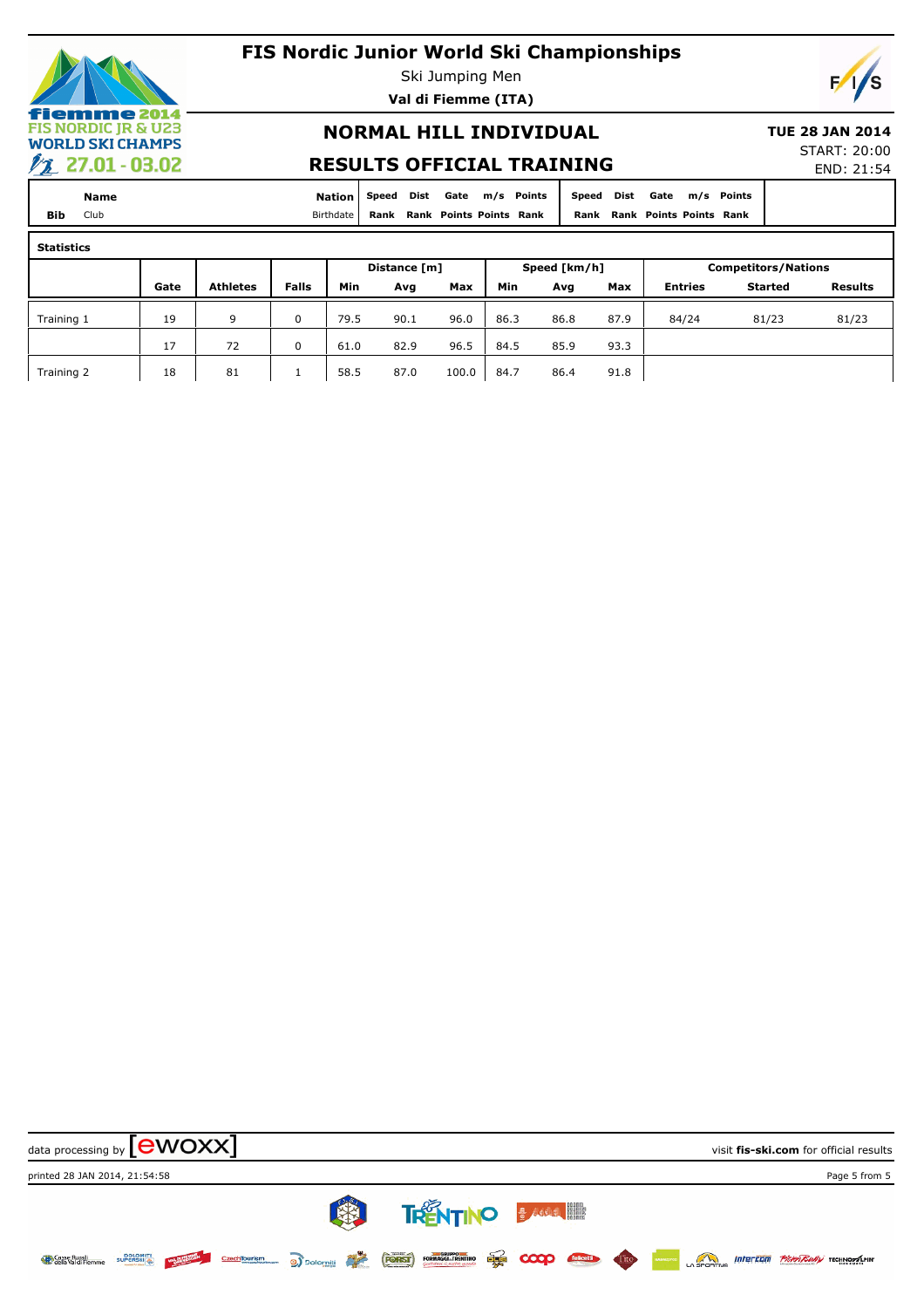# FIS Nordic Junior World Ski Championships

Ski Jumping Men

**Val di Fiemme (ITA)**

## NORMAL HILL INDIVIDUAL

## RESULTS OFFICIAL TRAINING

**TUE 28 JAN 2014**

START: 20:00

END: 21:54

| Bib | Name / Club | Nation / Birthdate | Speed Rank | Dist Rank | Gate Points | m/s Points | Points Rank | Speed Rank | Dist Rank | Gate Points | m/s Points | Points Rank | |
|---|---|---|---|---|---|---|---|---|---|---|---|---|---|

### Statistics

| | Gate | Athletes | Falls | Distance [m] | | | Speed [km/h] | | | Competitors/Nations | | |
|---|---|---|---|---|---|---|---|---|---|---|---|---|
| | | | | Min | Avg | Max | Min | Avg | Max | Entries | Started | Results |
| Training 1 | 19 | 9 | 0 | 79.5 | 90.1 | 96.0 | 86.3 | 86.8 | 87.9 | 84/24 | 81/23 | 81/23 |
| | 17 | 72 | 0 | 61.0 | 82.9 | 96.5 | 84.5 | 85.9 | 93.3 | | | |
| Training 2 | 18 | 81 | 1 | 58.5 | 87.0 | 100.0 | 84.7 | 86.4 | 91.8 | | | |

data processing by [ewoxx]

visit **fis-ski.com** for official results

printed 28 JAN 2014, 21:54:58